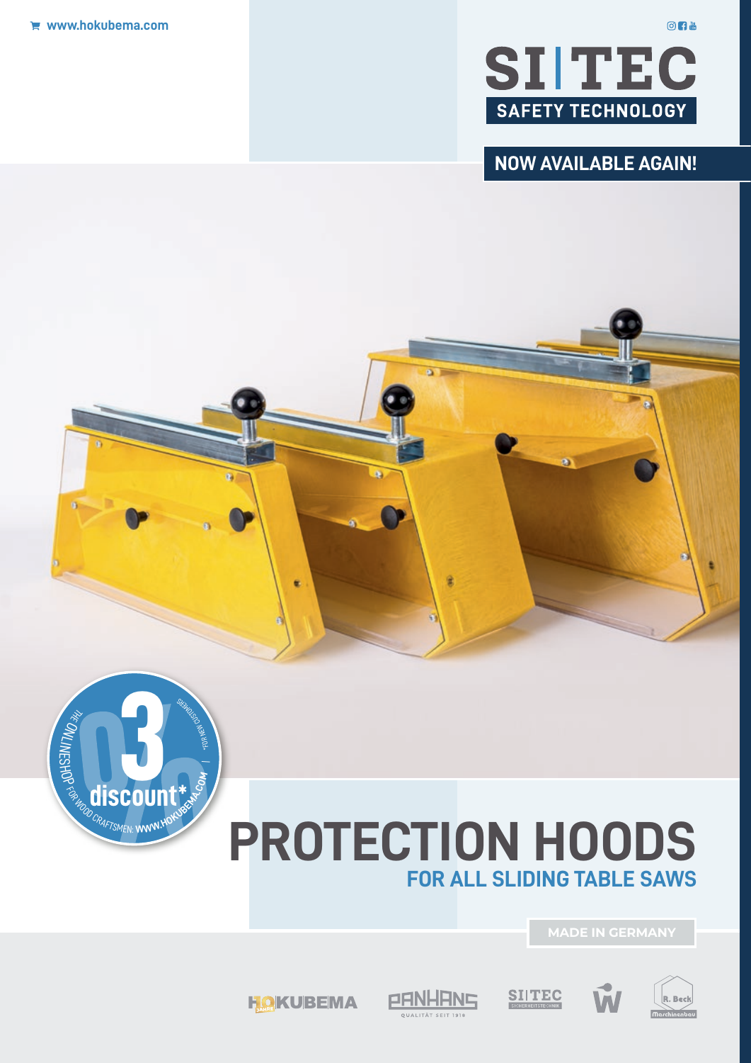www.hokubema.com

SI|TEC
SAFETY TECHNOLOGY

NOW AVAILABLE AGAIN!

3% discount*

THE ONLINESHOP FOR WOOD CRAFTSMEN: WWW.HOKUBEMA.COM | *FOR NEW CUSTOMERS

# PROTECTION HOODS

## FOR ALL SLIDING TABLE SAWS

MADE IN GERMANY

HOKUBEMA · PANHANS QUALITÄT SEIT 1918 · SI|TEC SICHERHEITSTECHNIK · R. Beck Maschinenbau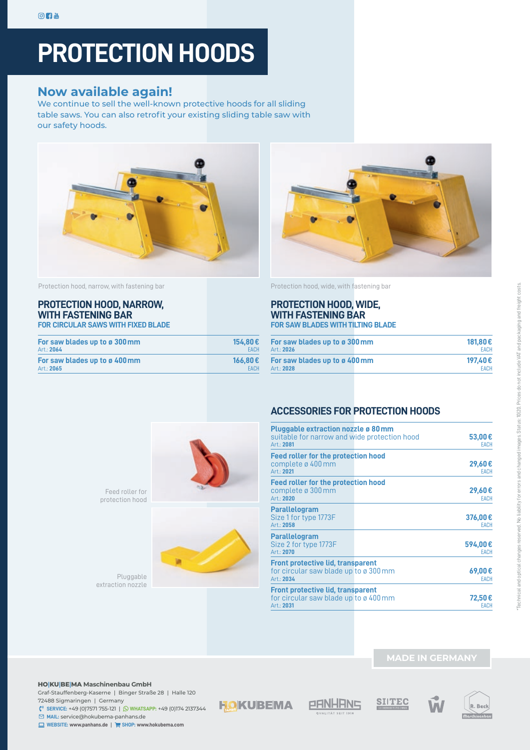# PROTECTION HOODS

## Now available again!

We continue to sell the well-known protective hoods for all sliding table saws. You can also retrofit your existing sliding table saw with our safety hoods.

Protection hood, narrow, with fastening bar

### PROTECTION HOOD, NARROW, WITH FASTENING BAR

**FOR CIRCULAR SAWS WITH FIXED BLADE**

| | |
|---|---|
| **For saw blades up to ø 300 mm**<br>Art.: **2064** | **154,80 €**<br>EACH |
| **For saw blades up to ø 400 mm**<br>Art.: **2065** | **166,80 €**<br>EACH |

Protection hood, wide, with fastening bar

### PROTECTION HOOD, WIDE, WITH FASTENING BAR

**FOR SAW BLADES WITH TILTING BLADE**

| | |
|---|---|
| **For saw blades up to ø 300 mm**<br>Art.: **2026** | **181,80 €**<br>EACH |
| **For saw blades up to ø 400 mm**<br>Art.: **2028** | **197,40 €**<br>EACH |

Feed roller for protection hood

Pluggable extraction nozzle

### ACCESSORIES FOR PROTECTION HOODS

| | |
|---|---|
| **Pluggable extraction nozzle ø 80 mm**<br>suitable for narrow and wide protection hood<br>Art.: **2081** | **53,00 €**<br>EACH |
| **Feed roller for the protection hood**<br>complete ø 400 mm<br>Art.: **2021** | **29,60 €**<br>EACH |
| **Feed roller for the protection hood**<br>complete ø 300 mm<br>Art.: **2020** | **29,60 €**<br>EACH |
| **Parallelogram**<br>Size 1 for type 1773F<br>Art.: **2058** | **376,00 €**<br>EACH |
| **Parallelogram**<br>Size 2 for type 1773F<br>Art.: **2070** | **594,00 €**<br>EACH |
| **Front protective lid, transparent**<br>for circular saw blade up to ø 300 mm<br>Art.: **2034** | **69,00 €**<br>EACH |
| **Front protective lid, transparent**<br>for circular saw blade up to ø 400 mm<br>Art.: **2031** | **72,50 €**<br>EACH |

*Technical and optical changes reserved. No liability for errors and changed images. Status: 10/20. Prices do not include VAT and packaging and freight costs.

**MADE IN GERMANY**

**HO|KU|BE|MA Maschinenbau GmbH**
Graf-Stauffenberg-Kaserne | Binger Straße 28 | Halle 120
72488 Sigmaringen | Germany
**SERVICE:** +49 (0)7571 755-121 | **WHATSAPP:** +49 (0)174 2137344
**MAIL:** service@hokubema-panhans.de
**WEBSITE:** www.panhans.de | **SHOP:** www.hokubema.com